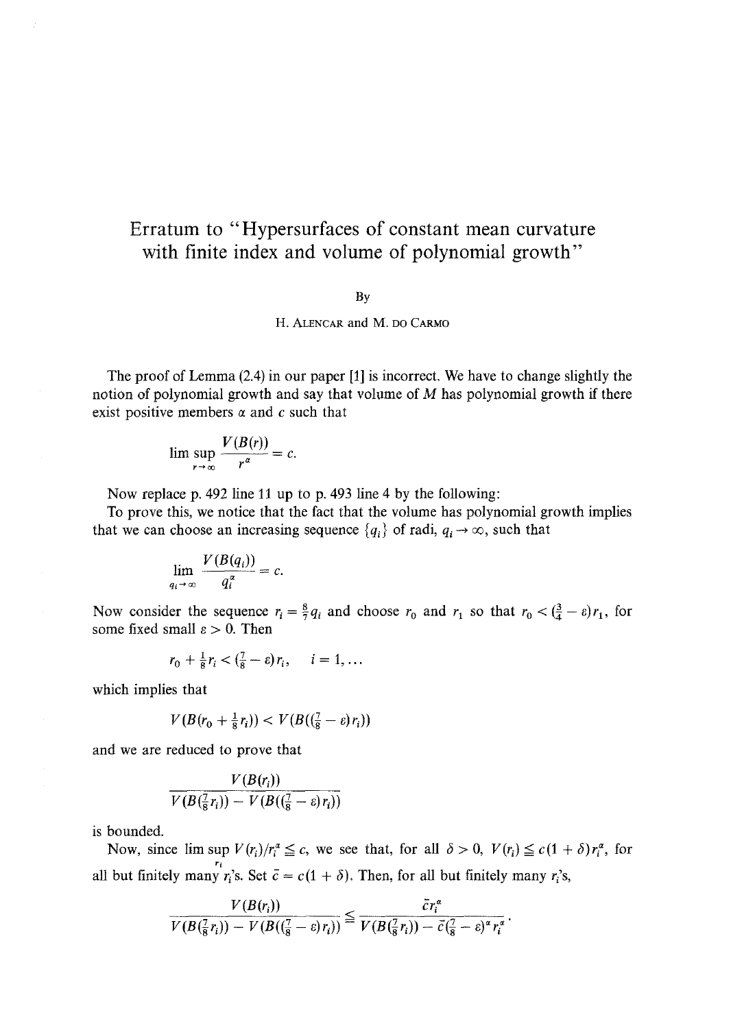# Erratum to "Hypersurfaces of constant mean curvature with finite index and volume of polynomial growth"

By

H. Alencar and M. do Carmo

The proof of Lemma (2.4) in our paper [1] is incorrect. We have to change slightly the notion of polynomial growth and say that volume of $M$ has polynomial growth if there exist positive members $\alpha$ and $c$ such that

$$\limsup_{r \to \infty} \frac{V(B(r))}{r^\alpha} = c.$$

Now replace p. 492 line 11 up to p. 493 line 4 by the following:

To prove this, we notice that the fact that the volume has polynomial growth implies that we can choose an increasing sequence $\{q_i\}$ of radi, $q_i \to \infty$, such that

$$\lim_{q_i \to \infty} \frac{V(B(q_i))}{q_i^\alpha} = c.$$

Now consider the sequence $r_i = \frac{8}{7} q_i$ and choose $r_0$ and $r_1$ so that $r_0 < (\frac{3}{4} - \varepsilon) r_1$, for some fixed small $\varepsilon > 0$. Then

$$r_0 + \tfrac{1}{8} r_i < (\tfrac{7}{8} - \varepsilon) r_i, \quad i = 1, \ldots$$

which implies that

$$V(B(r_0 + \tfrac{1}{8} r_i)) < V(B((\tfrac{7}{8} - \varepsilon) r_i))$$

and we are reduced to prove that

$$\frac{V(B(r_i))}{V(B(\frac{7}{8} r_i)) - V(B((\frac{7}{8} - \varepsilon) r_i))}$$

is bounded.

Now, since $\limsup_{r_i} V(r_i)/r_i^\alpha \leqq c$, we see that, for all $\delta > 0$, $V(r_i) \leqq c(1 + \delta) r_i^\alpha$, for all but finitely many $r_i$'s. Set $\bar{c} = c(1 + \delta)$. Then, for all but finitely many $r_i$'s,

$$\frac{V(B(r_i))}{V(B(\frac{7}{8} r_i)) - V(B((\frac{7}{8} - \varepsilon) r_i))} \leqq \frac{\bar{c} r_i^\alpha}{V(B(\frac{7}{8} r_i)) - \bar{c}(\frac{7}{8} - \varepsilon)^\alpha r_i^\alpha}.$$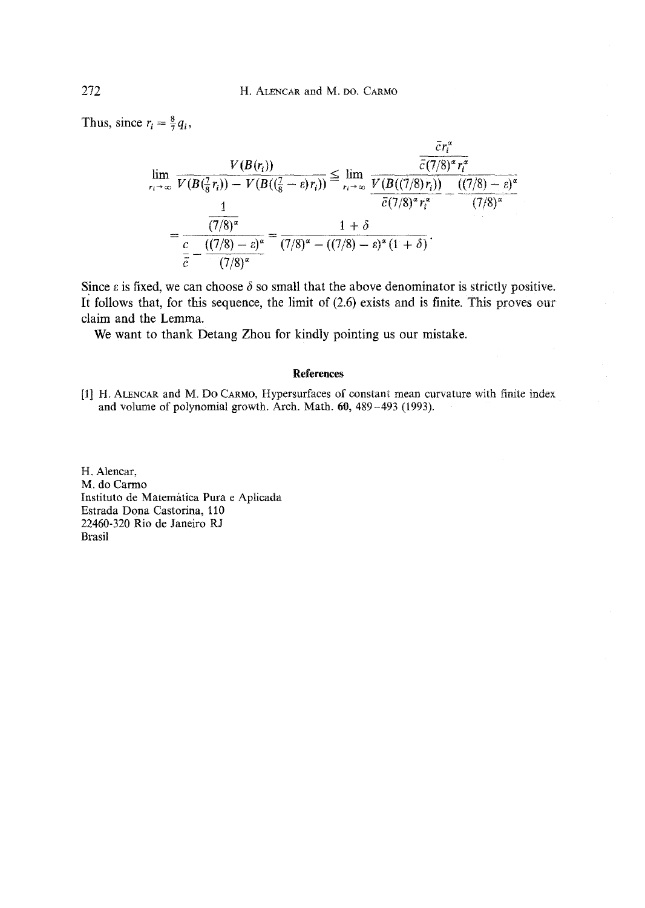Thus, since $r_i = \frac{8}{7} q_i$,

$$
\lim_{r_i \to \infty} \frac{V(B(r_i))}{V(B(\frac{7}{8} r_i)) - V(B((\frac{7}{8} - \varepsilon) r_i))} \leq \lim_{r_i \to \infty} \frac{\dfrac{c r_i^\alpha}{\bar{c}(7/8)^\alpha r_i^\alpha}}{\dfrac{V(B((7/8) r_i))}{\bar{c}(7/8)^\alpha r_i^\alpha} - \dfrac{((7/8) - \varepsilon)^\alpha}{(7/8)^\alpha}}
$$

$$
= \frac{\dfrac{1}{(7/8)^\alpha}}{\dfrac{c}{\bar{c}} - \dfrac{((7/8) - \varepsilon)^\alpha}{(7/8)^\alpha}} = \frac{1 + \delta}{(7/8)^\alpha - ((7/8) - \varepsilon)^\alpha (1 + \delta)}.
$$

Since $\varepsilon$ is fixed, we can choose $\delta$ so small that the above denominator is strictly positive. It follows that, for this sequence, the limit of (2.6) exists and is finite. This proves our claim and the Lemma.

We want to thank Detang Zhou for kindly pointing us our mistake.

## References

[1] H. Alencar and M. Do Carmo, Hypersurfaces of constant mean curvature with finite index and volume of polynomial growth. Arch. Math. **60**, 489–493 (1993).

H. Alencar,
M. do Carmo
Instituto de Matemática Pura e Aplicada
Estrada Dona Castorina, 110
22460-320 Rio de Janeiro RJ
Brasil